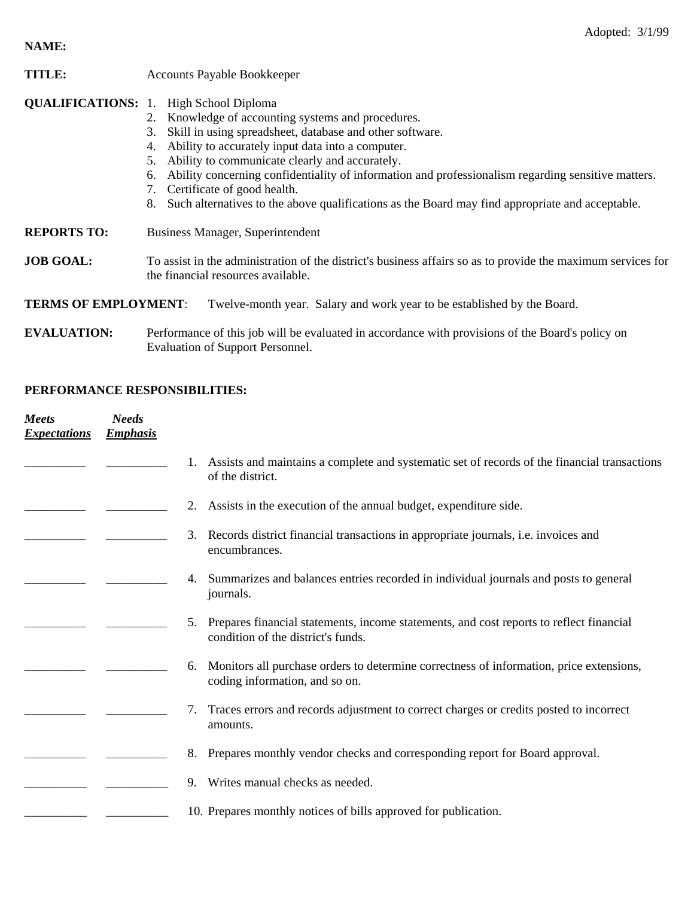Adopted: 3/1/99

**NAME:**

**TITLE:** Accounts Payable Bookkeeper

**QUALIFICATIONS:**
1. High School Diploma
2. Knowledge of accounting systems and procedures.
3. Skill in using spreadsheet, database and other software.
4. Ability to accurately input data into a computer.
5. Ability to communicate clearly and accurately.
6. Ability concerning confidentiality of information and professionalism regarding sensitive matters.
7. Certificate of good health.
8. Such alternatives to the above qualifications as the Board may find appropriate and acceptable.

**REPORTS TO:** Business Manager, Superintendent

**JOB GOAL:** To assist in the administration of the district's business affairs so as to provide the maximum services for the financial resources available.

**TERMS OF EMPLOYMENT**: Twelve-month year. Salary and work year to be established by the Board.

**EVALUATION:** Performance of this job will be evaluated in accordance with provisions of the Board's policy on Evaluation of Support Personnel.

**PERFORMANCE RESPONSIBILITIES:**

| ***Meets Expectations*** | ***Needs Emphasis*** | |
|---|---|---|
| __________ | __________ | 1. Assists and maintains a complete and systematic set of records of the financial transactions of the district. |
| __________ | __________ | 2. Assists in the execution of the annual budget, expenditure side. |
| __________ | __________ | 3. Records district financial transactions in appropriate journals, i.e. invoices and encumbrances. |
| __________ | __________ | 4. Summarizes and balances entries recorded in individual journals and posts to general journals. |
| __________ | __________ | 5. Prepares financial statements, income statements, and cost reports to reflect financial condition of the district's funds. |
| __________ | __________ | 6. Monitors all purchase orders to determine correctness of information, price extensions, coding information, and so on. |
| __________ | __________ | 7. Traces errors and records adjustment to correct charges or credits posted to incorrect amounts. |
| __________ | __________ | 8. Prepares monthly vendor checks and corresponding report for Board approval. |
| __________ | __________ | 9. Writes manual checks as needed. |
| __________ | __________ | 10. Prepares monthly notices of bills approved for publication. |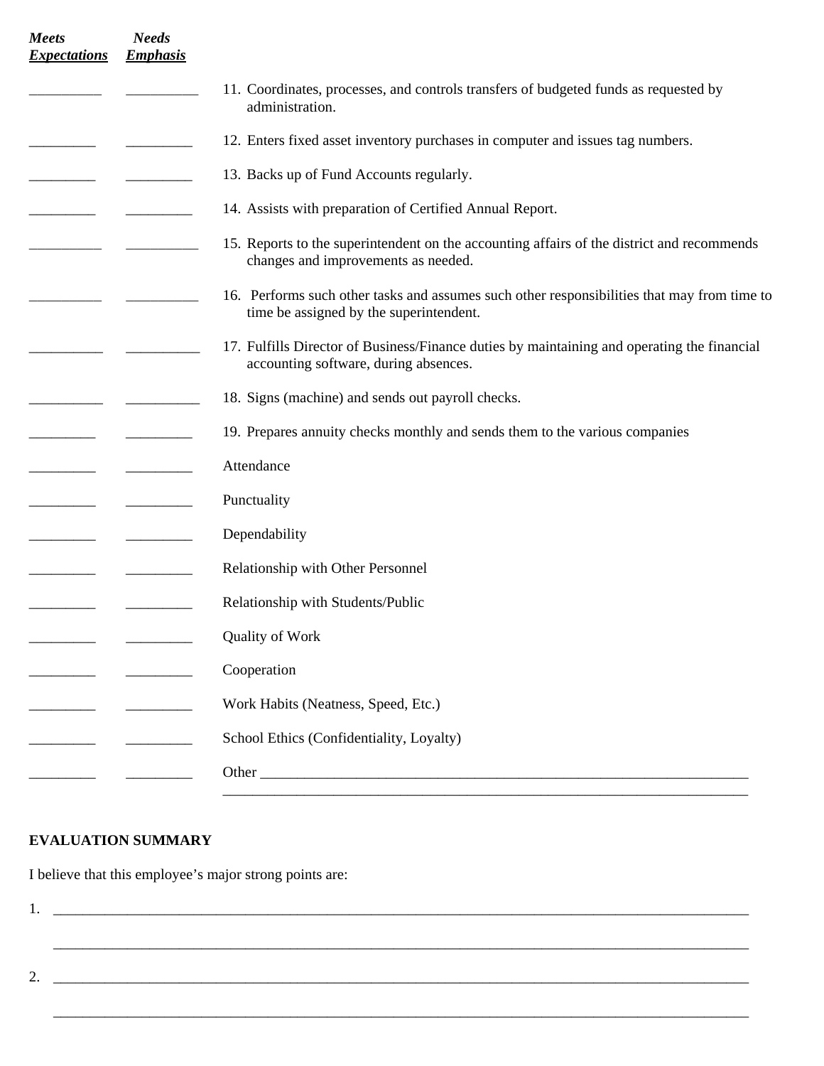| *Meets* *Expectations* | *Needs* *Emphasis* | |
|---|---|---|
| __________ | __________ | 11. Coordinates, processes, and controls transfers of budgeted funds as requested by administration. |
| _________ | _________ | 12. Enters fixed asset inventory purchases in computer and issues tag numbers. |
| _________ | _________ | 13. Backs up of Fund Accounts regularly. |
| _________ | _________ | 14. Assists with preparation of Certified Annual Report. |
| __________ | __________ | 15. Reports to the superintendent on the accounting affairs of the district and recommends changes and improvements as needed. |
| __________ | __________ | 16. Performs such other tasks and assumes such other responsibilities that may from time to time be assigned by the superintendent. |
| __________ | __________ | 17. Fulfills Director of Business/Finance duties by maintaining and operating the financial accounting software, during absences. |
| __________ | __________ | 18. Signs (machine) and sends out payroll checks. |
| _________ | _________ | 19. Prepares annuity checks monthly and sends them to the various companies |
| _________ | _________ | Attendance |
| _________ | _________ | Punctuality |
| _________ | _________ | Dependability |
| _________ | _________ | Relationship with Other Personnel |
| _________ | _________ | Relationship with Students/Public |
| _________ | _________ | Quality of Work |
| _________ | _________ | Cooperation |
| _________ | _________ | Work Habits (Neatness, Speed, Etc.) |
| _________ | _________ | School Ethics (Confidentiality, Loyalty) |
| _________ | _________ | Other ____________________________________________________________________ |
| | | _________________________________________________________________________ |

**EVALUATION SUMMARY**

I believe that this employee's major strong points are:

1. _______________________________________________________________________________________

   _______________________________________________________________________________________

2. _______________________________________________________________________________________

   _______________________________________________________________________________________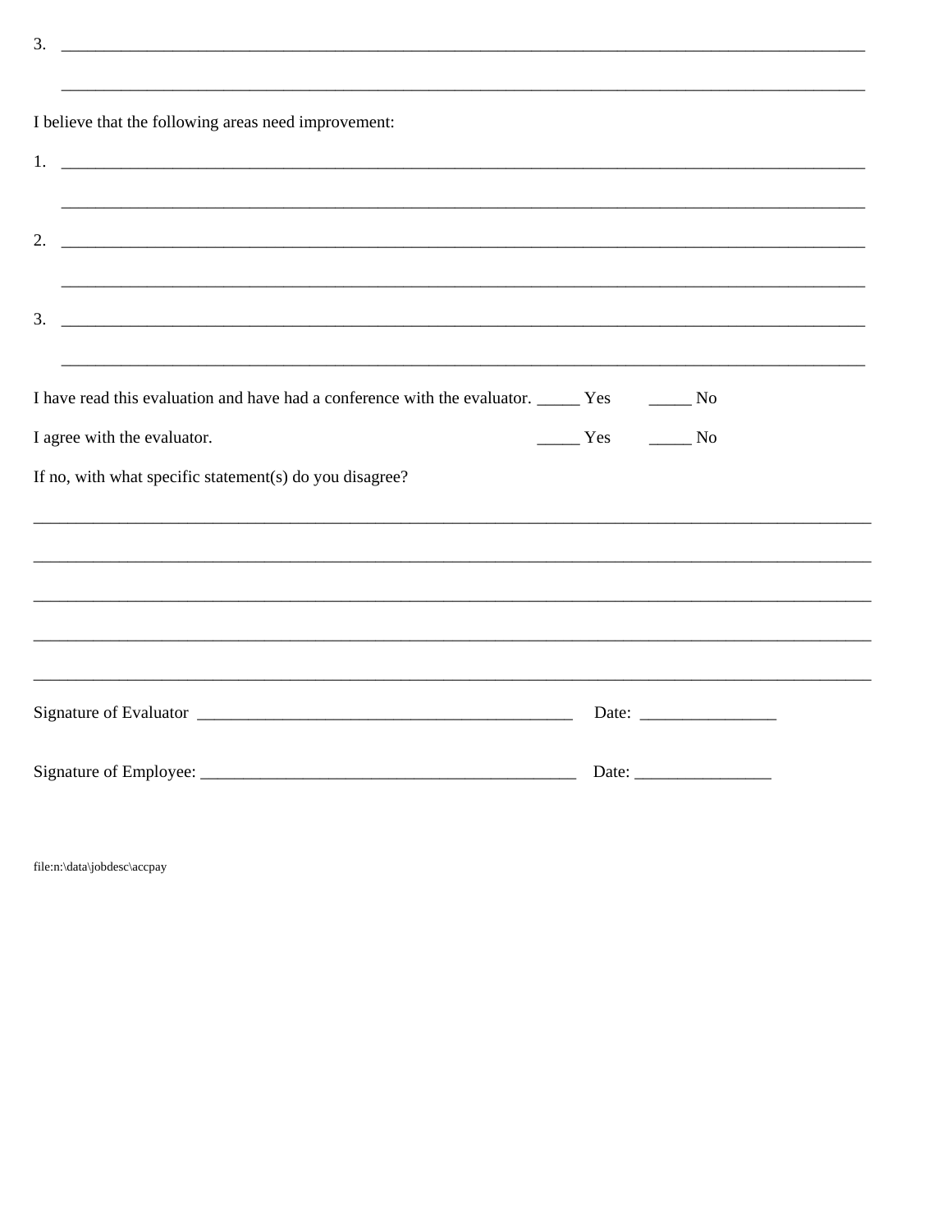3. ______________________________________________________________________________________

   ______________________________________________________________________________________

I believe that the following areas need improvement:

1. ______________________________________________________________________________________

   ______________________________________________________________________________________

2. ______________________________________________________________________________________

   ______________________________________________________________________________________

3. ______________________________________________________________________________________

   ______________________________________________________________________________________

I have read this evaluation and have had a conference with the evaluator. _____ Yes _____ No

I agree with the evaluator. _____ Yes _____ No

If no, with what specific statement(s) do you disagree?

_________________________________________________________________________________________

_________________________________________________________________________________________

_________________________________________________________________________________________

_________________________________________________________________________________________

_________________________________________________________________________________________

Signature of Evaluator _____________________________________________ Date: ________________

Signature of Employee: _____________________________________________ Date: ________________

file:n:\data\jobdesc\accpay